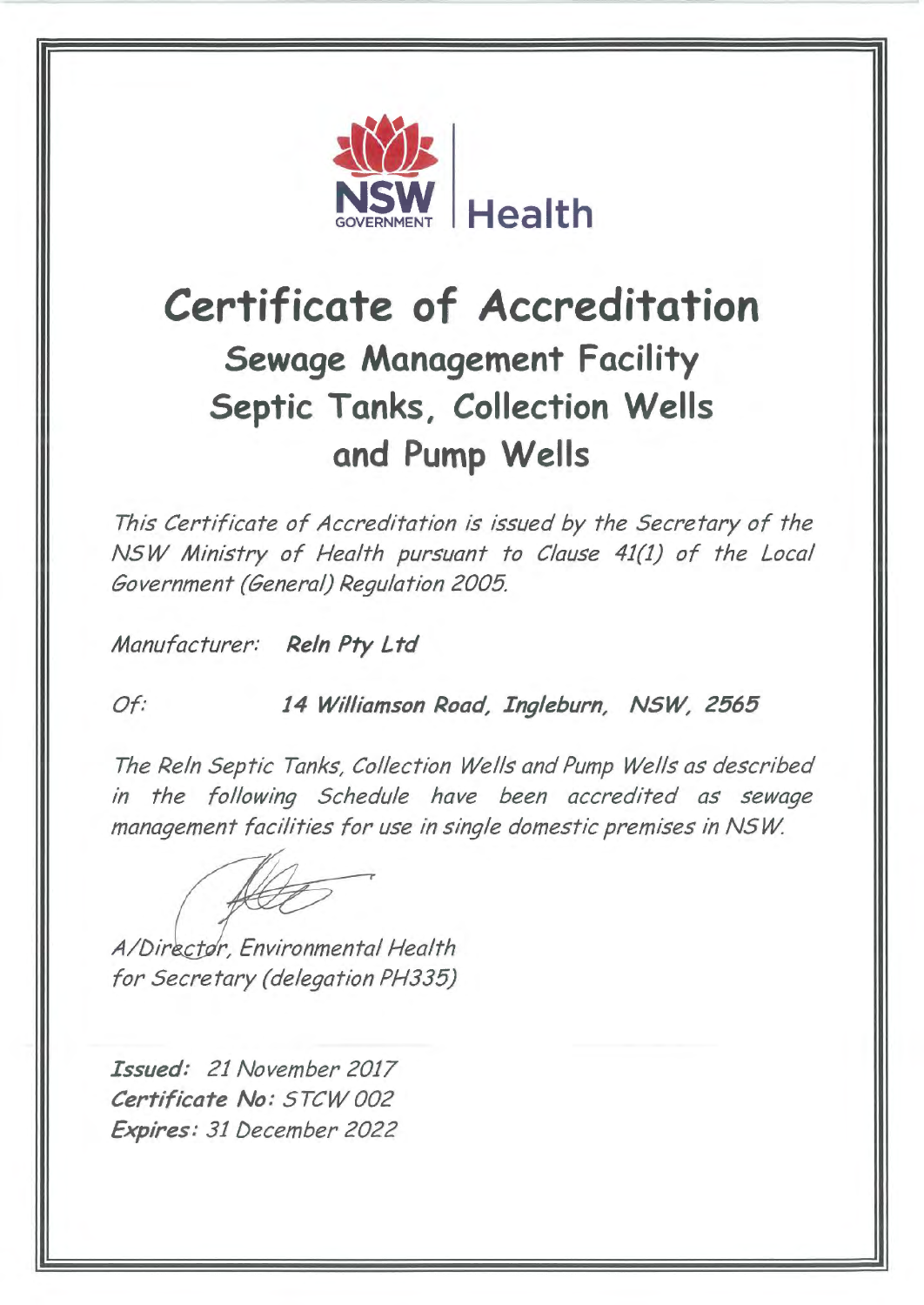NSW GOVERNMENT | Health

# Certificate of Accreditation

## Sewage Management Facility
## Septic Tanks, Collection Wells and Pump Wells

*This Certificate of Accreditation is issued by the Secretary of the NSW Ministry of Health pursuant to Clause 41(1) of the Local Government (General) Regulation 2005.*

*Manufacturer:* ***Reln Pty Ltd***

*Of:* ***14 Williamson Road, Ingleburn, NSW, 2565***

*The Reln Septic Tanks, Collection Wells and Pump Wells as described in the following Schedule have been accredited as sewage management facilities for use in single domestic premises in NSW.*

*A/Director, Environmental Health*
*for Secretary (delegation PH335)*

***Issued:*** *21 November 2017*
***Certificate No:*** *STCW 002*
***Expires:*** *31 December 2022*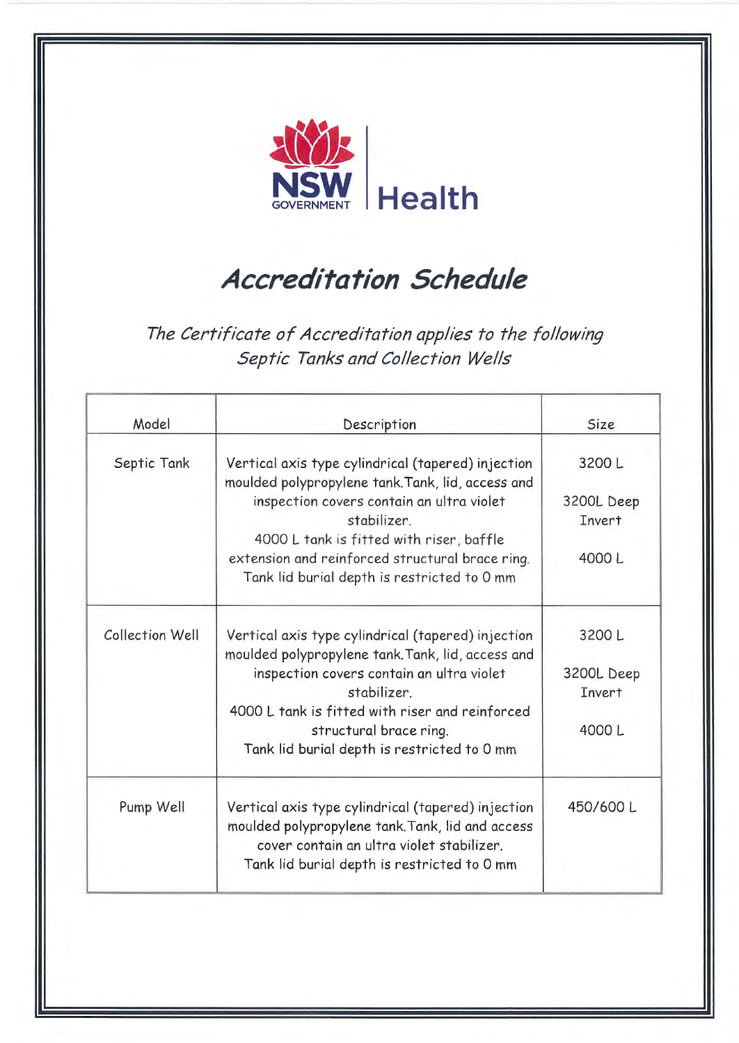NSW GOVERNMENT | Health

# *Accreditation Schedule*

*The Certificate of Accreditation applies to the following Septic Tanks and Collection Wells*

| Model | Description | Size |
|---|---|---|
| Septic Tank | Vertical axis type cylindrical (tapered) injection moulded polypropylene tank. Tank, lid, access and inspection covers contain an ultra violet stabilizer.<br>4000 L tank is fitted with riser, baffle extension and reinforced structural brace ring.<br>Tank lid burial depth is restricted to 0 mm | 3200 L<br><br>3200L Deep Invert<br><br>4000 L |
| Collection Well | Vertical axis type cylindrical (tapered) injection moulded polypropylene tank. Tank, lid, access and inspection covers contain an ultra violet stabilizer.<br>4000 L tank is fitted with riser and reinforced structural brace ring.<br>Tank lid burial depth is restricted to 0 mm | 3200 L<br><br>3200L Deep Invert<br><br>4000 L |
| Pump Well | Vertical axis type cylindrical (tapered) injection moulded polypropylene tank. Tank, lid and access cover contain an ultra violet stabilizer.<br>Tank lid burial depth is restricted to 0 mm | 450/600 L |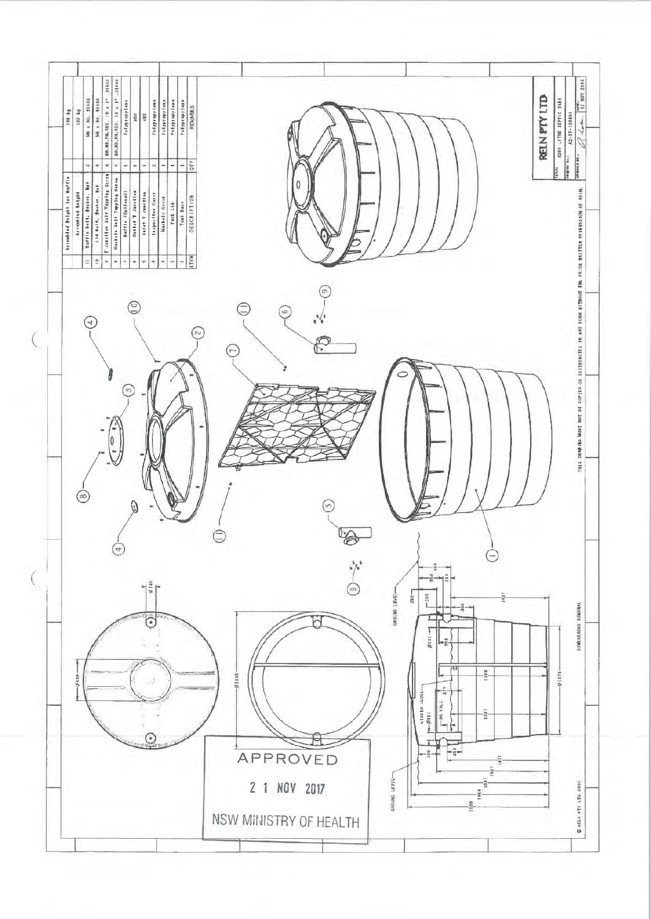| ITEM | DESCRIPTION | QTY | REMARKS |
|---|---|---|---|
| | Assembled Weight inc Baffle | | 130 kg |
| | Assembled Weight | | 122 kg |
| 11 | Baffle Bolt, Washer, Nut | 2 | M6 x 50, 316SS |
| 10 | Lid Bolt, Washer, Nut | 8 | M6 x 50, 316SS |
| 9 | T Junction Self Tapping Screw | 8 | 8G.HD.PH.REC. 10 x 1", 316SS |
| 8 | Manhole Self Tapping Screw | 4 | 8G.HD.PH.REC. 10 x 1", 316SS |
| 7 | Baffle (Optional) | 1 | Polypropylene |
| 6 | Outlet T Junction | 1 | ABS |
| 5 | Inlet T Junction | 1 | ABS |
| 4 | Inspection Cover | 2 | Polypropylene |
| 3 | Manhole Cover | 1 | Polypropylene |
| 2 | Tank Lid | 1 | Polypropylene |
| 1 | Tank Base | 1 | Polypropylene |

ø144

ø508

ø1995

GROUND LEVEL

LIQUID LEVEL

80 FALL

ø1575

DIMENSIONS NOMINAL

APPROVED

21 NOV 2017

NSW MINISTRY OF HEALTH

THIS DRAWING MUST NOT BE COPIED OR DISTRIBUTED IN ANY FORM WITHOUT THE PRIOR WRITTEN PERMISSION OF RELN.

© RELN PTY LTD 2001

**RELN PTY LTD**

TITLE: 3200 LITRE SEPTIC TANK

DRAWING No.: A2-ST-10040

DATE: 12 NOV 2004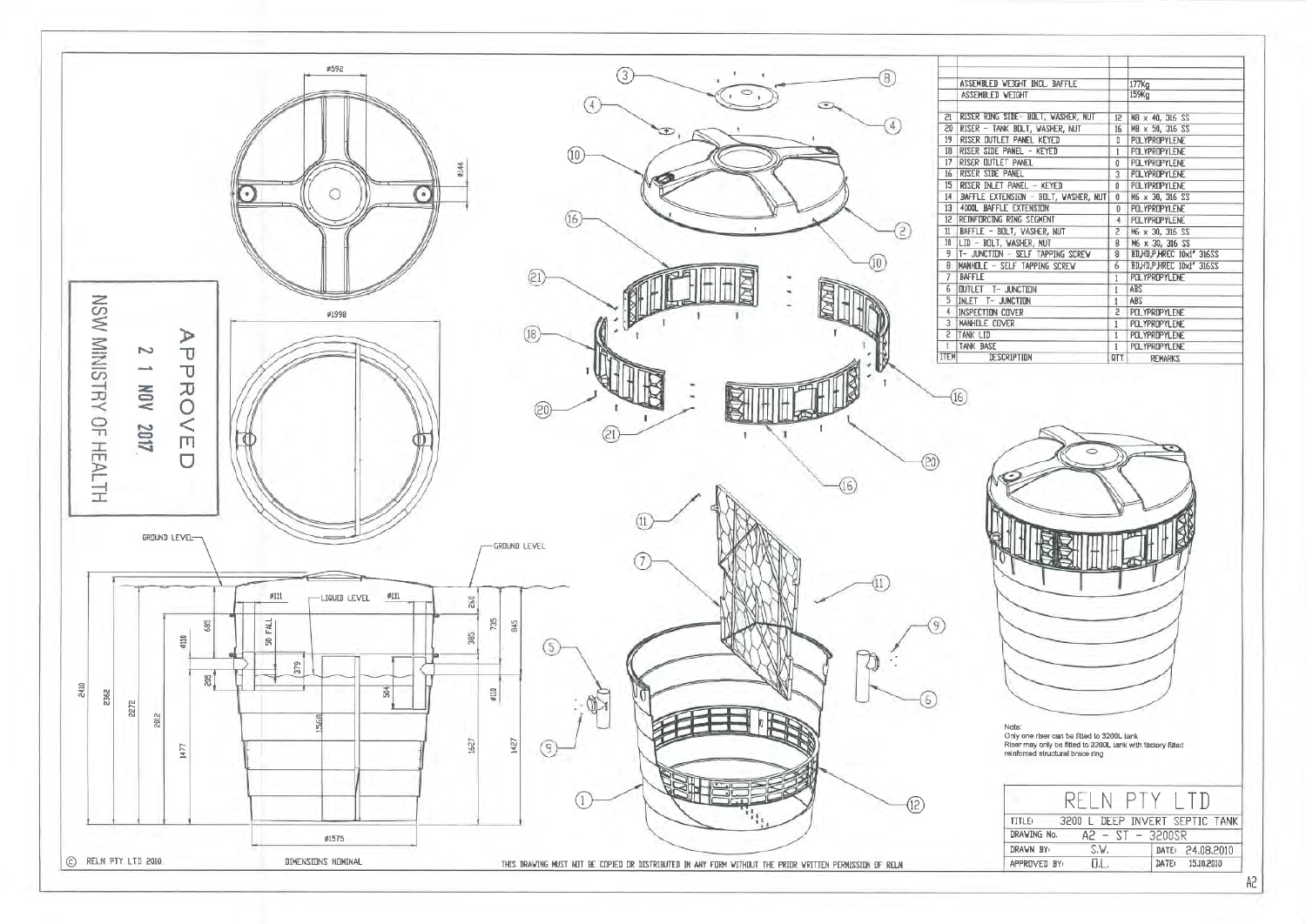| ITEM | DESCRIPTION | QTY | REMARKS |
|---|---|---|---|
| | ASSEMBLED WEIGHT INCL. BAFFLE | | 177Kg |
| | ASSEMBLED WEIGHT | | 159Kg |
| 21 | RISER RING SIDE - BOLT, WASHER, NUT | 12 | M8 x 40, 316 SS |
| 20 | RISER - TANK BOLT, WASHER, NUT | 16 | M8 x 50, 316 SS |
| 19 | RISER OUTLET PANEL KEYED | 0 | POLYPROPYLENE |
| 18 | RISER SIDE PANEL - KEYED | 1 | POLYPROPYLENE |
| 17 | RISER OUTLET PANEL | 0 | POLYPROPYLENE |
| 16 | RISER SIDE PANEL | 3 | POLYPROPYLENE |
| 15 | RISER INLET PANEL - KEYED | 0 | POLYPROPYLENE |
| 14 | BAFFLE EXTENSION - BOLT, WASHER, NUT | 0 | M6 x 30, 316 SS |
| 13 | 4000L BAFFLE EXTENSION | 0 | POLYPROPYLENE |
| 12 | REINFORCING RING SEGMENT | 4 | POLYPROPYLENE |
| 11 | BAFFLE - BOLT, WASHER, NUT | 2 | M6 x 30, 316 SS |
| 10 | LID - BOLT, WASHER, NUT | 8 | M6 x 30, 316 SS |
| 9 | T- JUNCTION - SELF TAPPING SCREW | 8 | BD,HD,P,HREC 10x1" 316SS |
| 8 | MANHOLE - SELF TAPPING SCREW | 6 | BD,HD,P,HREC 10x1" 316SS |
| 7 | BAFFLE | 1 | POLYPROPYLENE |
| 6 | OUTLET T- JUNCTION | 1 | ABS |
| 5 | INLET T- JUNCTION | 1 | ABS |
| 4 | INSPECTION COVER | 2 | POLYPROPYLENE |
| 3 | MANHOLE COVER | 1 | POLYPROPYLENE |
| 2 | TANK LID | 1 | POLYPROPYLENE |
| 1 | TANK BASE | 1 | POLYPROPYLENE |

APPROVED
21 NOV 2017
NSW MINISTRY OF HEALTH

Ø592, Ø144, Ø1998, Ø1575

GROUND LEVEL — GROUND LEVEL — LIQUID LEVEL

Ø111, Ø111, Ø110, Ø110, 50 FALL

2410, 2362, 2272, 2012, 1477, 685, 265, 379, 1568, 504, 240, 385, 735, 845, 1627, 1427

Note:
Only one riser can be fitted to 3200L tank
Riser may only be fitted to 3200L tank with factory fitted reinforced structural brace ring

# RELN PTY LTD

| | | | |
|---|---|---|---|
| TITLE: | 3200 L DEEP INVERT SEPTIC TANK | | |
| DRAWING No. | A2 - ST - 3200SR | | |
| DRAWN BY: | S.W. | DATE: | 24.08.2010 |
| APPROVED BY: | D.L. | DATE: | 15.10.2010 |

© RELN PTY LTD 2010 DIMENSIONS NOMINAL THIS DRAWING MUST NOT BE COPIED OR DISTRIBUTED IN ANY FORM WITHOUT THE PRIOR WRITTEN PERMISSION OF RELN

A2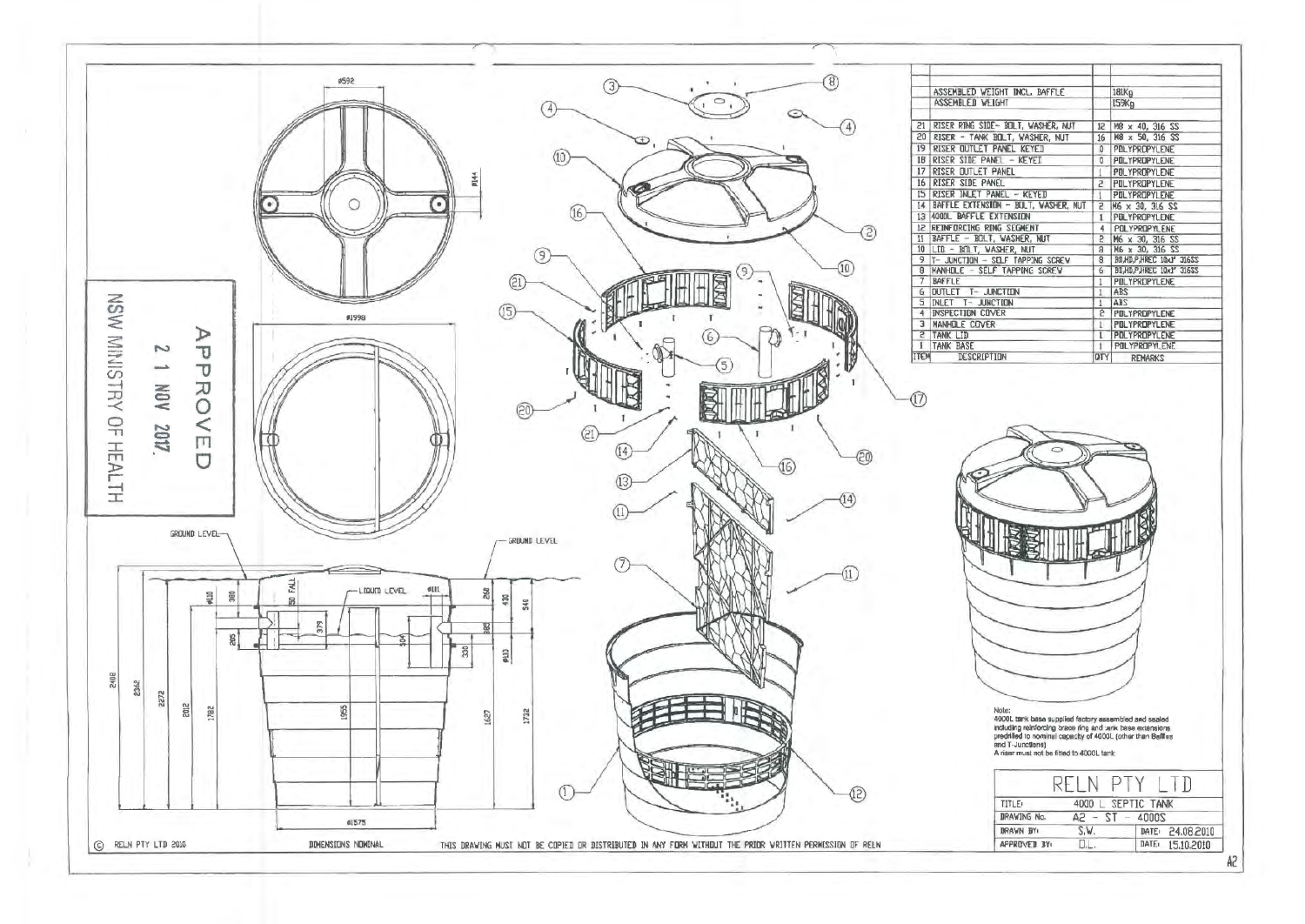| | | | |
|---|---|---|---|
| | ASSEMBLED WEIGHT INCL. BAFFLE | | 181Kg |
| | ASSEMBLED WEIGHT | | 159Kg |
| 21 | RISER RING SIDE - BOLT, WASHER, NUT | 12 | M8 x 40, 316 SS |
| 20 | RISER - TANK BOLT, WASHER, NUT | 16 | M8 x 50, 316 SS |
| 19 | RISER OUTLET PANEL KEYED | 0 | POLYPROPYLENE |
| 18 | RISER SIDE PANEL - KEYED | 0 | POLYPROPYLENE |
| 17 | RISER OUTLET PANEL | 1 | POLYPROPYLENE |
| 16 | RISER SIDE PANEL | 2 | POLYPROPYLENE |
| 15 | RISER INLET PANEL - KEYED | 1 | POLYPROPYLENE |
| 14 | BAFFLE EXTENSION - BOLT, WASHER, NUT | 2 | M6 x 30, 316 SS |
| 13 | 4000L BAFFLE EXTENSION | 1 | POLYPROPYLENE |
| 12 | REINFORCING RING SEGMENT | 4 | POLYPROPYLENE |
| 11 | BAFFLE - BOLT, WASHER, NUT | 2 | M6 x 30, 316 SS |
| 10 | LID - BOLT, WASHER, NUT | 8 | M6 x 30, 316 SS |
| 9 | T- JUNCTION - SELF TAPPING SCREW | 8 | BD,HD,P,HREC 10x1" 316SS |
| 8 | MANHOLE - SELF TAPPING SCREW | 6 | BD,HD,P,HREC 10x1" 316SS |
| 7 | BAFFLE | 1 | POLYPROPYLENE |
| 6 | OUTLET T- JUNCTION | 1 | ABS |
| 5 | INLET T- JUNCTION | 1 | ABS |
| 4 | INSPECTION COVER | 2 | POLYPROPYLENE |
| 3 | MANHOLE COVER | 1 | POLYPROPYLENE |
| 2 | TANK LID | 1 | POLYPROPYLENE |
| 1 | TANK BASE | 1 | POLYPROPYLENE |
| ITEM | DESCRIPTION | QTY | REMARKS |

APPROVED
21 NOV 2017
NSW MINISTRY OF HEALTH

Note:
4000L tank base supplied factory assembled and sealed including reinforcing brace ring and tank base extensions predrilled to nominal capacity of 4000L (other than Baffles and T-Junctions)
A riser must not be fitted to 4000L tank

| RELN PTY LTD | | | |
|---|---|---|---|
| TITLE: | 4000 L SEPTIC TANK | | |
| DRAWING No. | A2 - ST - 4000S | | |
| DRAWN BY: | S.W. | DATE: | 24.08.2010 |
| APPROVED BY: | D.L. | DATE: | 15.10.2010 |

© RELN PTY LTD 2010 — DIMENSIONS NOMINAL — THIS DRAWING MUST NOT BE COPIED OR DISTRIBUTED IN ANY FORM WITHOUT THE PRIOR WRITTEN PERMISSION OF RELN

A2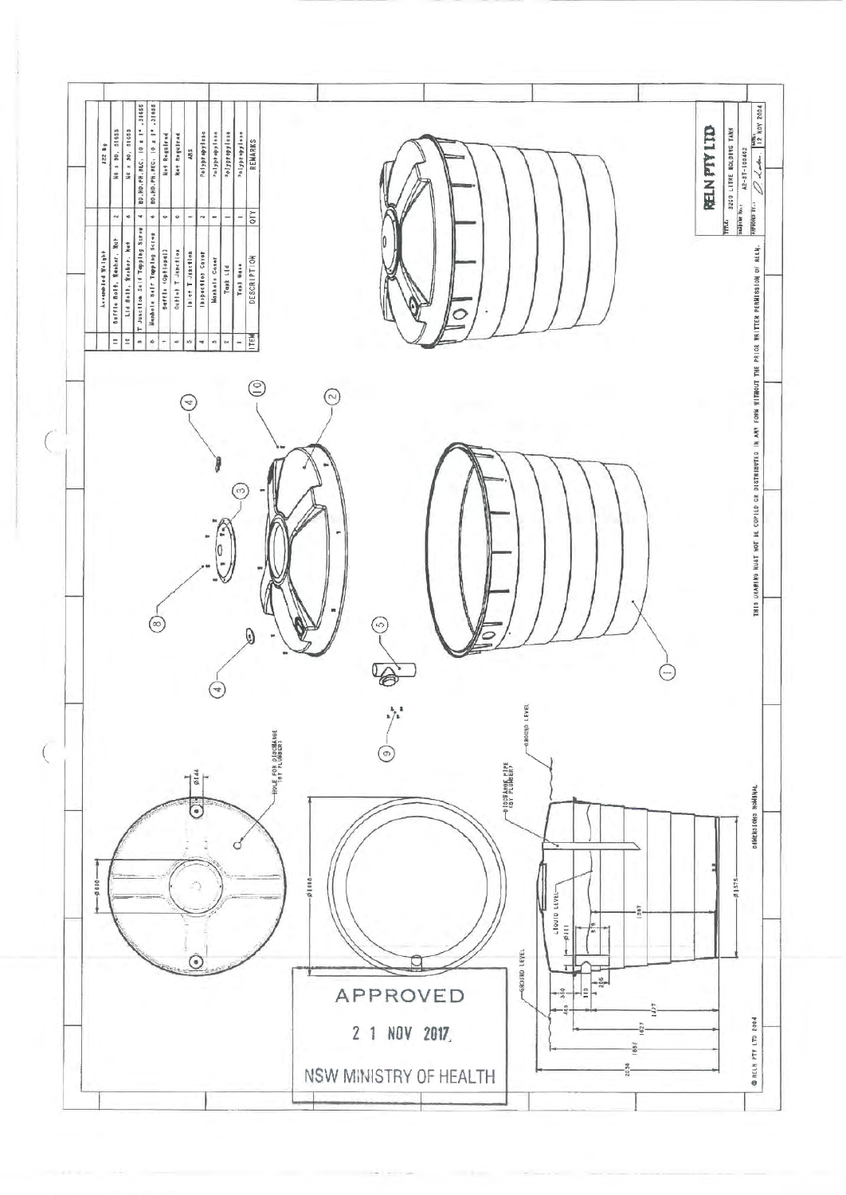| ITEM | DESCRIPTION | QTY | REMARKS |
|---|---|---|---|
| | Assembled Weight | | 122 Kg |
| 11 | Baffle Bolt, Washer, Nut | 2 | M6 x 30, 316SS |
| 10 | Lid Bolt, Washer, Nut | 6 | M6 x 30, 316SS |
| 9 | T Junction Self Tapping Screw | 4 | BD.HD.PH.REC. 10 x 1" .316SS |
| 8 | Manhole Self Tapping Screw | 6 | BD.HD.PH.REC. 10 x 1" .316SS |
| 7 | Baffle (Optional) | 0 | Not Required |
| 6 | Outlet T Junction | 0 | Not Required |
| 5 | Inlet T Junction | 1 | ABS |
| 4 | Inspection Cover | 2 | Polypropylene |
| 3 | Manhole Cover | 1 | Polypropylene |
| 2 | Tank Lid | 1 | Polypropylene |
| 1 | Tank Base | 1 | Polypropylene |

HOLE FOR DISCHARGE (BY PLUMBER)

Ø144

Ø680

Ø1888

DISCHARGE PIPE (BY PLUMBER)

GROUND LEVEL

LIQUID LEVEL

Ø111

Ø1575

1297

319

110

26

350

450

1477

1627

1857

2038

DIMENSIONS NOMINAL

APPROVED

21 NOV 2017

NSW MINISTRY OF HEALTH

THIS DRAWING MUST NOT BE COPIED OR DISTRIBUTED IN ANY FORM WITHOUT THE PRIOR WRITTEN PERMISSION OF RELN.

© RELN PTY LTD 2004

**RELN PTY LTD**

TITLE: 3200 LITRE HOLDING TANK

DRAWING No.: A2-ST-100462

APPROVED BY: 

DATE: 12 NOV 2004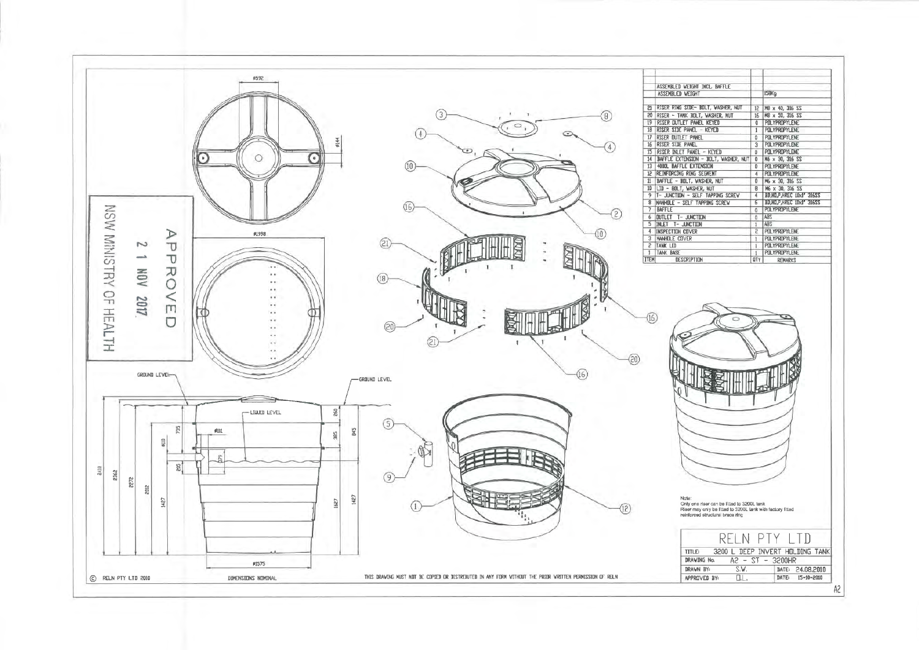| | | | |
|---|---|---|---|
| | ASSEMBLED WEIGHT INCL. BAFFLE | | |
| | ASSEMBLED WEIGHT | | 158Kg |
| 21 | RISER RING SIDE- BOLT, WASHER, NUT | 12 | M8 x 40, 316 SS |
| 20 | RISER - TANK BOLT, WASHER, NUT | 16 | M8 x 50, 316 SS |
| 19 | RISER OUTLET PANEL KEYED | 0 | POLYPROPYLENE |
| 18 | RISER SIDE PANEL - KEYED | 1 | POLYPROPYLENE |
| 17 | RISER OUTLET PANEL | 0 | POLYPROPYLENE |
| 16 | RISER SIDE PANEL | 3 | POLYPROPYLENE |
| 15 | RISER INLET PANEL - KEYED | 0 | POLYPROPYLENE |
| 14 | BAFFLE EXTENSION - BOLT, WASHER, NUT | 0 | M6 x 30, 316 SS |
| 13 | 4000L BAFFLE EXTENSION | 0 | POLYPROPYLENE |
| 12 | REINFORCING RING SEGMENT | 4 | POLYPROPYLENE |
| 11 | BAFFLE - BOLT, WASHER, NUT | 0 | M6 x 30, 316 SS |
| 10 | LID - BOLT, WASHER, NUT | 8 | M6 x 30, 316 SS |
| 9 | T- JUNCTION - SELF TAPPING SCREW | 4 | BD,HD,P,HREC 10x1" 316SS |
| 8 | MANHOLE - SELF TAPPING SCREW | 6 | BD,HD,P,HREC 10x1" 316SS |
| 7 | BAFFLE | 0 | POLYPROPYLENE |
| 6 | OUTLET T- JUNCTION | 0 | ABS |
| 5 | INLET T- JUNCTION | 1 | ABS |
| 4 | INSPECTION COVER | 2 | POLYPROPYLENE |
| 3 | MANHOLE COVER | 1 | POLYPROPYLENE |
| 2 | TANK LID | 1 | POLYPROPYLENE |
| 1 | TANK BASE | 1 | POLYPROPYLENE |
| ITEM | DESCRIPTION | QTY | REMARKS |

APPROVED
21 NOV 2017
NSW MINISTRY OF HEALTH

GROUND LEVEL — LIQUID LEVEL

Dimensions: Ø592, Ø144, Ø1998, Ø111, Ø1575, 2410, 2362, 2272, 2002, 1427, 810, 735, 205, 279, 260, 385, 845, 1627, 1427

Note:
Only one riser can be fitted to 3200L tank
Riser may only be fitted to 3200L tank with factory fitted reinforced structural brace ring

RELN PTY LTD

| | | | |
|---|---|---|---|
| TITLE: | 3200 L DEEP INVERT HOLDING TANK | | |
| DRAWING No. | A2 - ST - 3200HR | | |
| DRAWN BY: | S.W. | DATE: | 24.08.2010 |
| APPROVED BY: | D.L. | DATE: | 15-10-2010 |

© RELN PTY LTD 2010 — DIMENSIONS NOMINAL — THIS DRAWING MUST NOT BE COPIED OR DISTRIBUTED IN ANY FORM WITHOUT THE PRIOR WRITTEN PERMISSION OF RELN

A2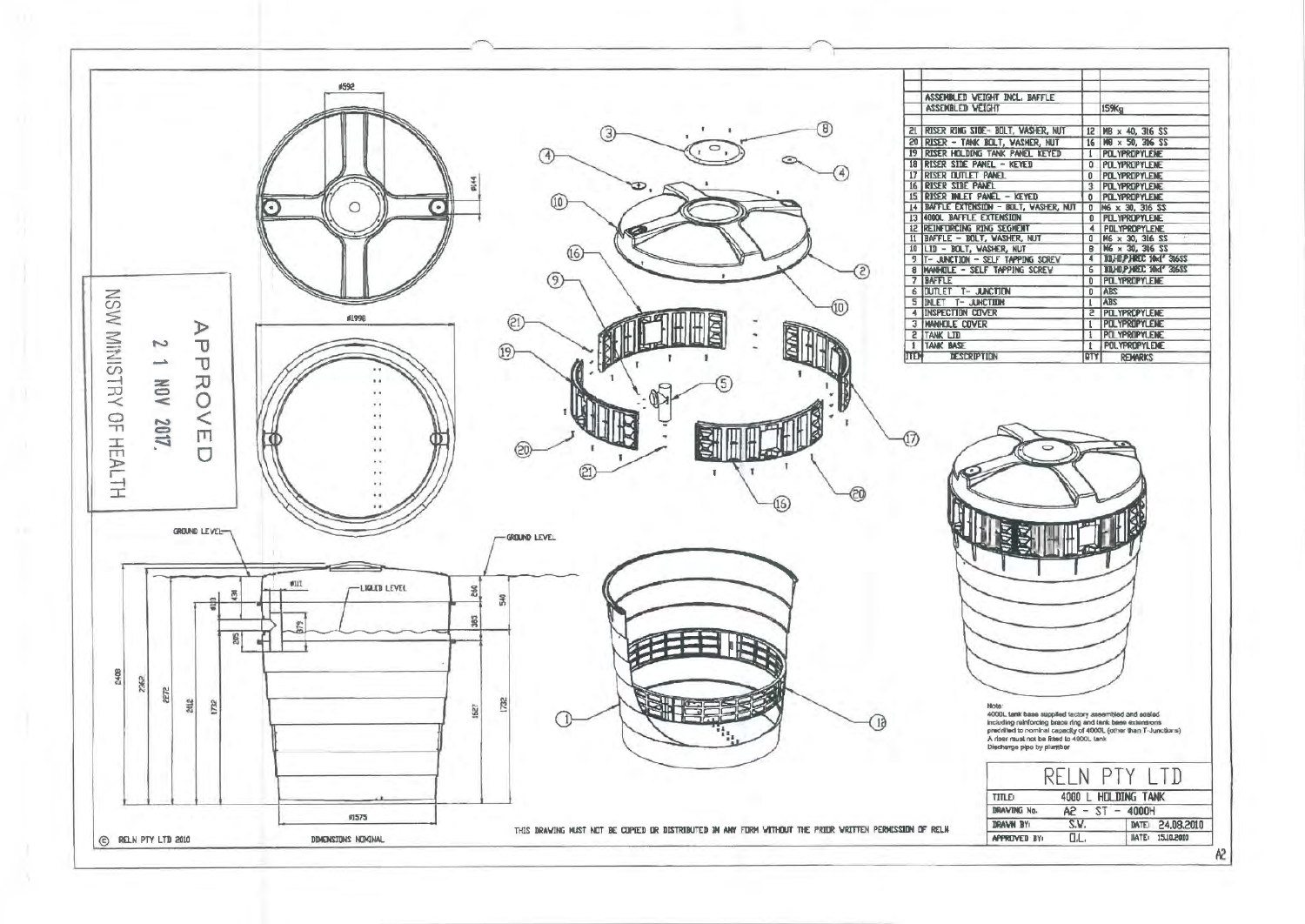| ITEM | DESCRIPTION | QTY | REMARKS |
|---|---|---|---|
| | ASSEMBLED WEIGHT INCL. BAFFLE | | |
| | ASSEMBLED WEIGHT | | 159Kg |
| 21 | RISER RING SIDE- BOLT, WASHER, NUT | 12 | M8 x 40, 316 SS |
| 20 | RISER - TANK BOLT, WASHER, NUT | 16 | M8 x 50, 316 SS |
| 19 | RISER HOLDING TANK PANEL KEYED | 1 | POLYPROPYLENE |
| 18 | RISER SIDE PANEL - KEYED | 0 | POLYPROPYLENE |
| 17 | RISER OUTLET PANEL | 0 | POLYPROPYLENE |
| 16 | RISER SIDE PANEL | 3 | POLYPROPYLENE |
| 15 | RISER INLET PANEL - KEYED | 0 | POLYPROPYLENE |
| 14 | BAFFLE EXTENSION - BOLT, WASHER, NUT | 0 | M6 x 30, 316 SS |
| 13 | 4000L BAFFLE EXTENSION | 0 | POLYPROPYLENE |
| 12 | REINFORCING RING SEGMENT | 4 | POLYPROPYLENE |
| 11 | BAFFLE - BOLT, WASHER, NUT | 0 | M6 x 30, 316 SS |
| 10 | LID - BOLT, WASHER, NUT | 8 | M6 x 30, 316 SS |
| 9 | T- JUNCTION - SELF TAPPING SCREW | 4 | 10,HD,P,HREC 16x1" 316SS |
| 8 | MANHOLE - SELF TAPPING SCREW | 6 | 10,HD,P,HREC 16x1" 316SS |
| 7 | BAFFLE | 0 | POLYPROPYLENE |
| 6 | OUTLET T- JUNCTION | 0 | ABS |
| 5 | INLET T- JUNCTION | 1 | ABS |
| 4 | INSPECTION COVER | 2 | POLYPROPYLENE |
| 3 | MANHOLE COVER | 1 | POLYPROPYLENE |
| 2 | TANK LID | 1 | POLYPROPYLENE |
| 1 | TANK BASE | 1 | POLYPROPYLENE |

APPROVED
21 NOV 2017
NSW MINISTRY OF HEALTH

Ø592 Ø144 Ø1998

GROUND LEVEL — GROUND LEVEL

Ø111 LIQUID LEVEL Ø1575

2408 2362 2272 2112 1732 436 Ø113 215 379 240 540 383 1527 1732

Note:
4000L tank base supplied factory assembled and sealed including reinforcing brace ring and tank base extensions predrilled to nominal capacity of 4000L (other than T-Junctions)
A riser must not be fitted to 4000L tank
Discharge pipe by plumber

| RELN PTY LTD | | | |
|---|---|---|---|
| TITLE | 4000 L HOLDING TANK | | |
| DRAWING No. | A2 - ST - 4000H | | |
| DRAWN BY: | S.W. | DATE: | 24.09.2010 |
| APPROVED BY: | D.L. | DATE: | 15.10.2010 |

THIS DRAWING MUST NOT BE COPIED OR DISTRIBUTED IN ANY FORM WITHOUT THE PRIOR WRITTEN PERMISSION OF RELN

© RELN PTY LTD 2010 DIMENSIONS NOMINAL A2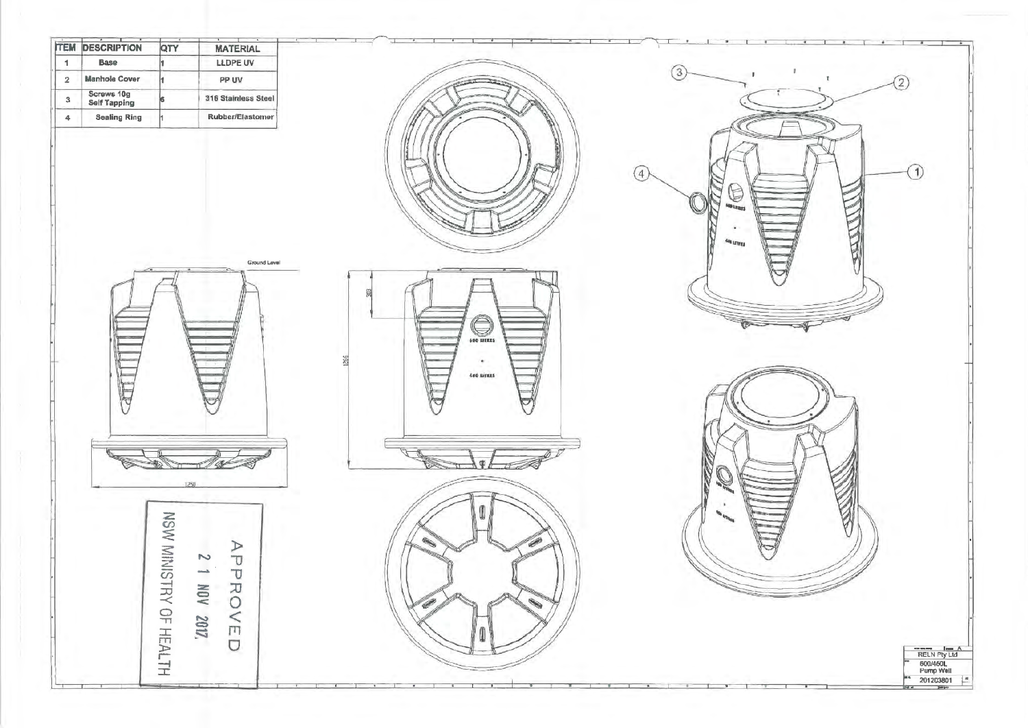| ITEM | DESCRIPTION | QTY | MATERIAL |
|---|---|---|---|
| 1 | Base | 1 | LLDPE UV |
| 2 | Manhole Cover | 1 | PP UV |
| 3 | Screws 10g Self Tapping | 6 | 316 Stainless Steel |
| 4 | Sealing Ring | 1 | Rubber/Elastomer |

Ground Level

303

1255

1250

600 LITRES

460 LITRES

APPROVED
21 NOV 2017
NSW MINISTRY OF HEALTH

RELN Pty Ltd
600/460L Pump Well
201203801